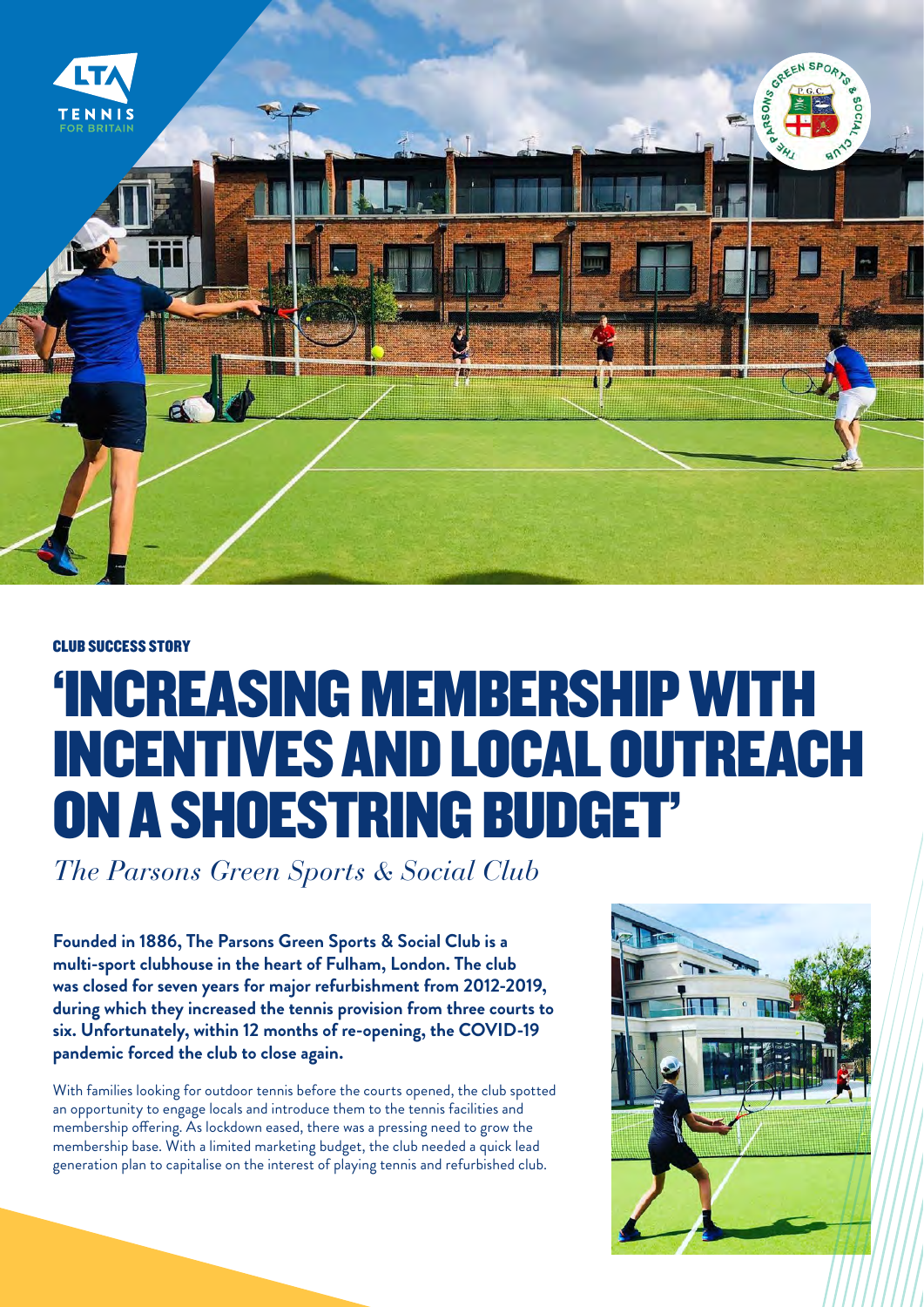CLUB SUCCESS STORY

# 'INCREASING MEMBERSHIP WITH INCENTIVES AND LOCAL OUTREACH ON A SHOESTRING BUDGET'

*The Parsons Green Sports & Social Club*

**Founded in 1886, The Parsons Green Sports & Social Club is a multi-sport clubhouse in the heart of Fulham, London. The club was closed for seven years for major refurbishment from 2012-2019, during which they increased the tennis provision from three courts to six. Unfortunately, within 12 months of re-opening, the COVID-19 pandemic forced the club to close again.**

With families looking for outdoor tennis before the courts opened, the club spotted an opportunity to engage locals and introduce them to the tennis facilities and membership offering. As lockdown eased, there was a pressing need to grow the membership base. With a limited marketing budget, the club needed a quick lead generation plan to capitalise on the interest of playing tennis and refurbished club.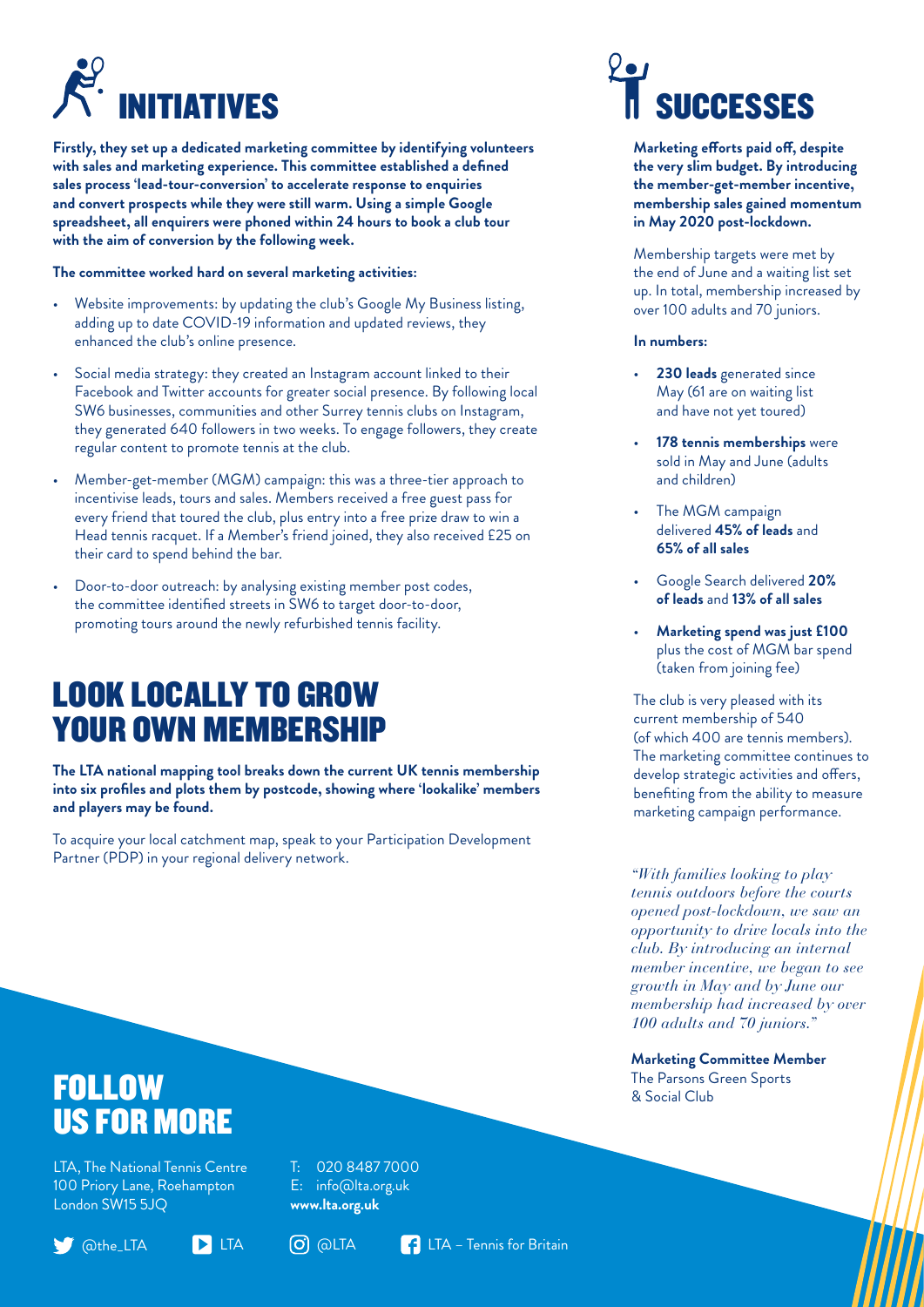# INITIATIVES

**Firstly, they set up a dedicated marketing committee by identifying volunteers with sales and marketing experience. This committee established a defined sales process 'lead-tour-conversion' to accelerate response to enquiries and convert prospects while they were still warm. Using a simple Google spreadsheet, all enquirers were phoned within 24 hours to book a club tour with the aim of conversion by the following week.**

**The committee worked hard on several marketing activities:**

- Website improvements: by updating the club's Google My Business listing, adding up to date COVID-19 information and updated reviews, they enhanced the club's online presence.
- Social media strategy: they created an Instagram account linked to their Facebook and Twitter accounts for greater social presence. By following local SW6 businesses, communities and other Surrey tennis clubs on Instagram, they generated 640 followers in two weeks. To engage followers, they create regular content to promote tennis at the club.
- Member-get-member (MGM) campaign: this was a three-tier approach to incentivise leads, tours and sales. Members received a free guest pass for every friend that toured the club, plus entry into a free prize draw to win a Head tennis racquet. If a Member's friend joined, they also received £25 on their card to spend behind the bar.
- Door-to-door outreach: by analysing existing member post codes, the committee identified streets in SW6 to target door-to-door, promoting tours around the newly refurbished tennis facility.

## LOOK LOCALLY TO GROW YOUR OWN MEMBERSHIP

**The LTA national mapping tool breaks down the current UK tennis membership into six profiles and plots them by postcode, showing where 'lookalike' members and players may be found.**

To acquire your local catchment map, speak to your Participation Development Partner (PDP) in your regional delivery network.

# SUCCESSES

**Marketing efforts paid off, despite the very slim budget. By introducing the member-get-member incentive, membership sales gained momentum in May 2020 post-lockdown.**

Membership targets were met by the end of June and a waiting list set up. In total, membership increased by over 100 adults and 70 juniors.

**In numbers:**

- **230 leads** generated since May (61 are on waiting list and have not yet toured)
- **178 tennis memberships** were sold in May and June (adults and children)
- The MGM campaign delivered **45% of leads** and **65% of all sales**
- Google Search delivered **20% of leads** and **13% of all sales**
- **Marketing spend was just £100** plus the cost of MGM bar spend (taken from joining fee)

The club is very pleased with its current membership of 540 (of which 400 are tennis members). The marketing committee continues to develop strategic activities and offers, benefiting from the ability to measure marketing campaign performance.

*"With families looking to play tennis outdoors before the courts opened post-lockdown, we saw an opportunity to drive locals into the club. By introducing an internal member incentive, we began to see growth in May and by June our membership had increased by over 100 adults and 70 juniors."*

**Marketing Committee Member**
The Parsons Green Sports & Social Club

## FOLLOW US FOR MORE

LTA, The National Tennis Centre
100 Priory Lane, Roehampton
London SW15 5JQ

T: 020 8487 7000
E: info@lta.org.uk
**www.lta.org.uk**

@the_LTA LTA @LTA LTA – Tennis for Britain